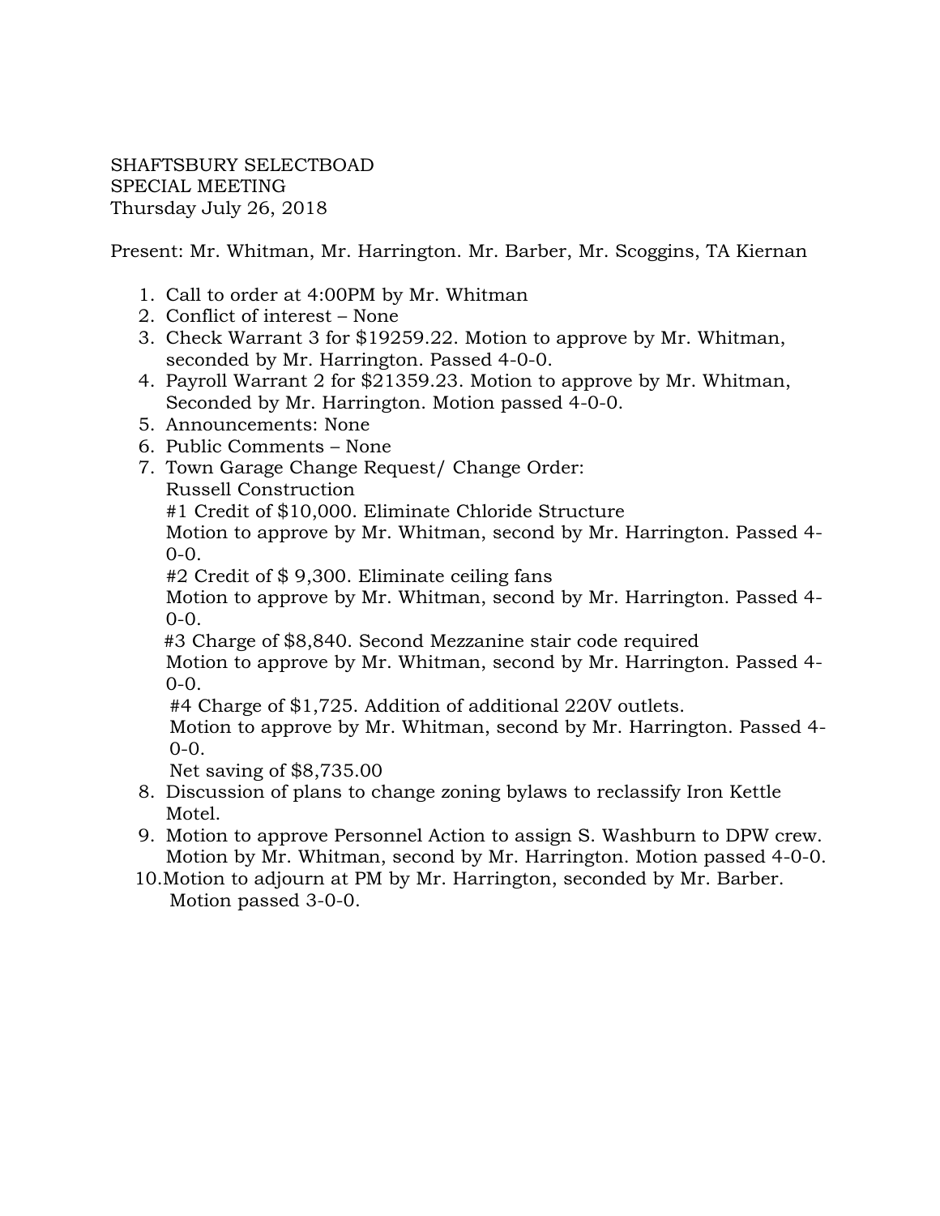SHAFTSBURY SELECTBOAD
SPECIAL MEETING
Thursday July 26, 2018

Present: Mr. Whitman, Mr. Harrington. Mr. Barber, Mr. Scoggins, TA Kiernan

1. Call to order at 4:00PM by Mr. Whitman
2. Conflict of interest – None
3. Check Warrant 3 for $19259.22. Motion to approve by Mr. Whitman, seconded by Mr. Harrington. Passed 4-0-0.
4. Payroll Warrant 2 for $21359.23. Motion to approve by Mr. Whitman, Seconded by Mr. Harrington. Motion passed 4-0-0.
5. Announcements: None
6. Public Comments – None
7. Town Garage Change Request/ Change Order:
   Russell Construction
   #1 Credit of $10,000. Eliminate Chloride Structure
   Motion to approve by Mr. Whitman, second by Mr. Harrington. Passed 4-0-0.
   #2 Credit of $ 9,300. Eliminate ceiling fans
   Motion to approve by Mr. Whitman, second by Mr. Harrington. Passed 4-0-0.
   #3 Charge of $8,840. Second Mezzanine stair code required
   Motion to approve by Mr. Whitman, second by Mr. Harrington. Passed 4-0-0.
   #4 Charge of $1,725. Addition of additional 220V outlets.
   Motion to approve by Mr. Whitman, second by Mr. Harrington. Passed 4-0-0.
   Net saving of $8,735.00
8. Discussion of plans to change zoning bylaws to reclassify Iron Kettle Motel.
9. Motion to approve Personnel Action to assign S. Washburn to DPW crew. Motion by Mr. Whitman, second by Mr. Harrington. Motion passed 4-0-0.
10. Motion to adjourn at PM by Mr. Harrington, seconded by Mr. Barber. Motion passed 3-0-0.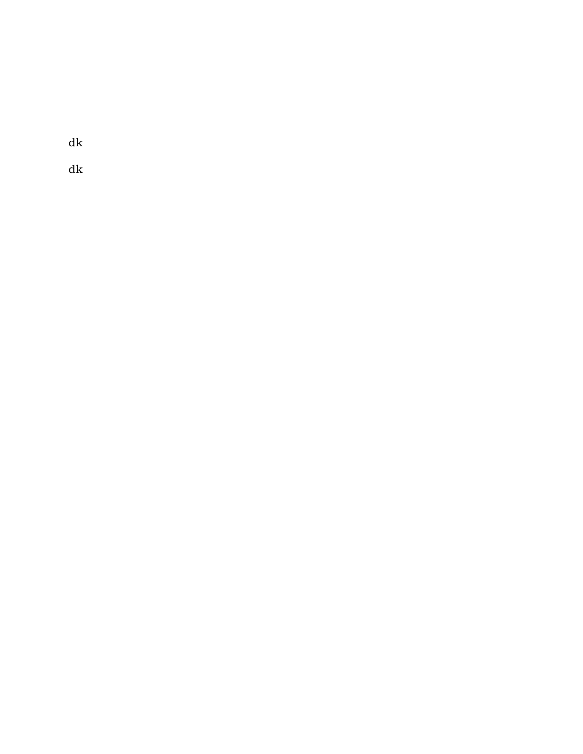dk

dk